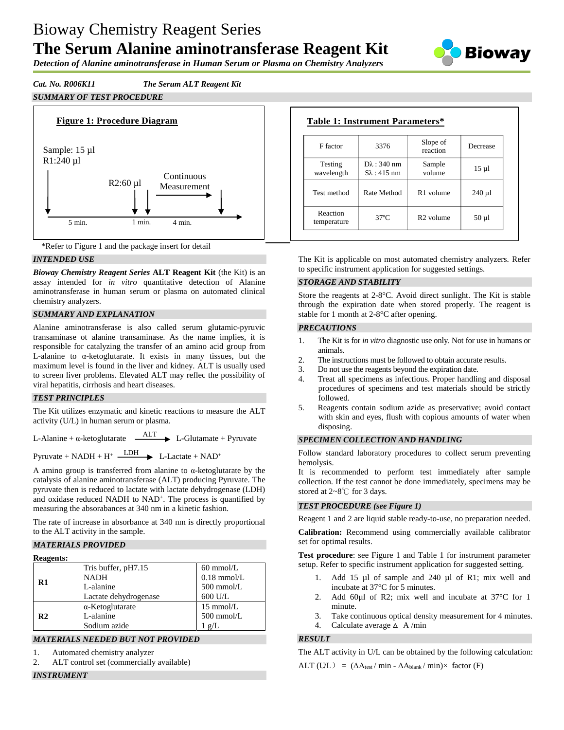# Bioway Chemistry Reagent Series

# The Serum Alanine aminotransferase Reagent Kit

***Detection of Alanine aminotransferase in Human Serum or Plasma on Chemistry Analyzers***

*Cat. No. R006K11* *The Serum ALT Reagent Kit*

## *SUMMARY OF TEST PROCEDURE*

**Figure 1: Procedure Diagram**

Sample: 15 µl
R1:240 µl

R2:60 µl

Continuous Measurement

5 min. 1 min. 4 min.

**Table 1: Instrument Parameters***

| F factor | 3376 | Slope of reaction | Decrease |
|---|---|---|---|
| Testing wavelength | Dλ : 340 nm Sλ : 415 nm | Sample volume | 15 µl |
| Test method | Rate Method | R1 volume | 240 µl |
| Reaction temperature | 37ºC | R2 volume | 50 µl |

*Refer to Figure 1 and the package insert for detail

## *INTENDED USE*

***Bioway Chemistry Reagent Series* ALT Reagent Kit** (the Kit) is an assay intended for *in vitro* quantitative detection of Alanine aminotransferase in human serum or plasma on automated clinical chemistry analyzers.

## *SUMMARY AND EXPLANATION*

Alanine aminotransferase is also called serum glutamic-pyruvic transaminase ot alanine transaminase. As the name implies, it is responsible for catalyzing the transfer of an amino acid group from L-alanine to α-ketoglutarate. It exists in many tissues, but the maximum level is found in the liver and kidney. ALT is usually used to screen liver problems. Elevated ALT may reflec the possibility of viral hepatitis, cirrhosis and heart diseases.

## *TEST PRINCIPLES*

The Kit utilizes enzymatic and kinetic reactions to measure the ALT activity (U/L) in human serum or plasma.

$$\text{L-Alanine} + \alpha\text{-ketoglutarate} \xrightarrow{\text{ALT}} \text{L-Glutamate} + \text{Pyruvate}$$

$$\text{Pyruvate} + \text{NADH} + H^+ \xrightarrow{\text{LDH}} \text{L-Lactate} + NAD^+$$

A amino group is transferred from alanine to α-ketoglutarate by the catalysis of alanine aminotransferase (ALT) producing Pyruvate. The pyruvate then is reduced to lactate with lactate dehydrogenase (LDH) and oxidase reduced NADH to $NAD^+$. The process is quantified by measuring the absorabances at 340 nm in a kinetic fashion.

The rate of increase in absorbance at 340 nm is directly proportional to the ALT activity in the sample.

## *MATERIALS PROVIDED*

**Reagents:**

| | | |
|---|---|---|
| **R1** | Tris buffer, pH7.15<br>NADH<br>L-alanine<br>Lactate dehydrogenase | 60 mmol/L<br>0.18 mmol/L<br>500 mmol/L<br>600 U/L |
| **R2** | α-Ketoglutarate<br>L-alanine<br>Sodium azide | 15 mmol/L<br>500 mmol/L<br>1 g/L |

## *MATERIALS NEEDED BUT NOT PROVIDED*

1. Automated chemistry analyzer
2. ALT control set (commercially available)

## *INSTRUMENT*

The Kit is applicable on most automated chemistry analyzers. Refer to specific instrument application for suggested settings.

## *STORAGE AND STABILITY*

Store the reagents at 2-8°C. Avoid direct sunlight. The Kit is stable through the expiration date when stored properly. The reagent is stable for 1 month at 2-8°C after opening.

## *PRECAUTIONS*

1. The Kit is for *in vitro* diagnostic use only. Not for use in humans or animals.
2. The instructions must be followed to obtain accurate results.
3. Do not use the reagents beyond the expiration date.
4. Treat all specimens as infectious. Proper handling and disposal procedures of specimens and test materials should be strictly followed.
5. Reagents contain sodium azide as preservative; avoid contact with skin and eyes, flush with copious amounts of water when disposing.

## *SPECIMEN COLLECTION AND HANDLING*

Follow standard laboratory procedures to collect serum preventing hemolysis.
It is recommended to perform test immediately after sample collection. If the test cannot be done immediately, specimens may be stored at 2~8℃ for 3 days.

## *TEST PROCEDURE (see Figure 1)*

Reagent 1 and 2 are liquid stable ready-to-use, no preparation needed.

**Calibration:** Recommend using commercially available calibrator set for optimal results.

**Test procedure**: see Figure 1 and Table 1 for instrument parameter setup. Refer to specific instrument application for suggested setting.

1. Add 15 µl of sample and 240 µl of R1; mix well and incubate at 37°C for 5 minutes.
2. Add 60µl of R2; mix well and incubate at 37°C for 1 minute.
3. Take continuous optical density measurement for 4 minutes.
4. Calculate average $\Delta$ A /min

## *RESULT*

The ALT activity in U/L can be obtained by the following calculation:

$$\text{ALT (U/L)} = (\Delta A_{test} / \text{min} - \Delta A_{blank} / \text{min}) \times \text{factor (F)}$$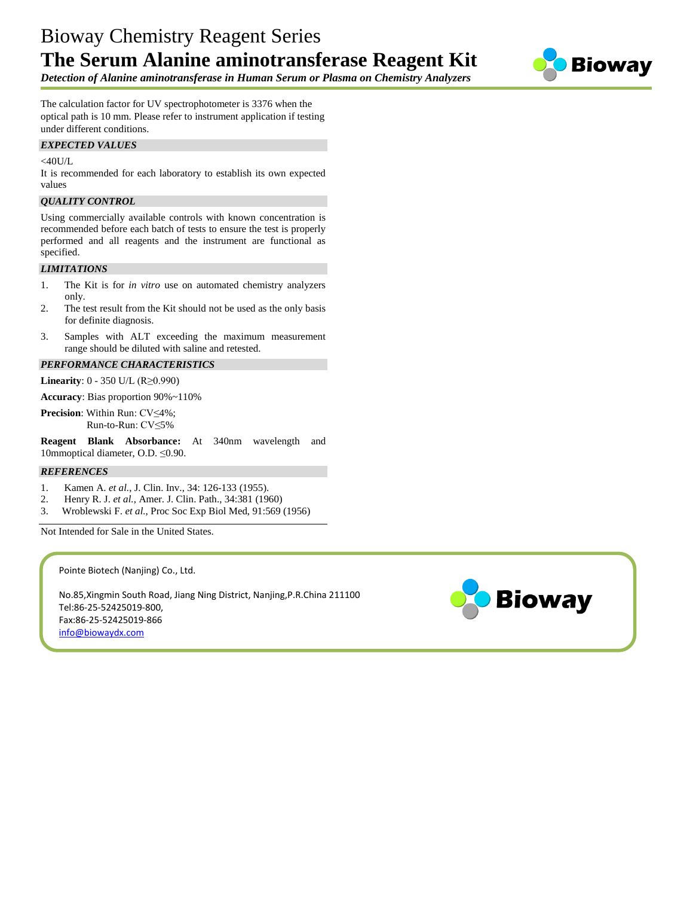The calculation factor for UV spectrophotometer is 3376 when the optical path is 10 mm. Please refer to instrument application if testing under different conditions.

### *EXPECTED VALUES*

<40U/L

It is recommended for each laboratory to establish its own expected values

### *QUALITY CONTROL*

Using commercially available controls with known concentration is recommended before each batch of tests to ensure the test is properly performed and all reagents and the instrument are functional as specified.

### *LIMITATIONS*

1. The Kit is for *in vitro* use on automated chemistry analyzers only.
2. The test result from the Kit should not be used as the only basis for definite diagnosis.
3. Samples with ALT exceeding the maximum measurement range should be diluted with saline and retested.

### *PERFORMANCE CHARACTERISTICS*

**Linearity**: 0 - 350 U/L (R≥0.990)

**Accuracy**: Bias proportion 90%~110%

**Precision**: Within Run: CV≤4%;
Run-to-Run: CV≤5%

**Reagent Blank Absorbance:** At 340nm wavelength and 10mmoptical diameter, O.D. ≤0.90.

### *REFERENCES*

1. Kamen A. *et al.*, J. Clin. Inv., 34: 126-133 (1955).
2. Henry R. J. *et al.*, Amer. J. Clin. Path., 34:381 (1960)
3. Wroblewski F. *et al.*, Proc Soc Exp Biol Med, 91:569 (1956)

Not Intended for Sale in the United States.

Pointe Biotech (Nanjing) Co., Ltd.

No.85,Xingmin South Road, Jiang Ning District, Nanjing,P.R.China 211100
Tel:86-25-52425019-800,
Fax:86-25-52425019-866
info@biowaydx.com